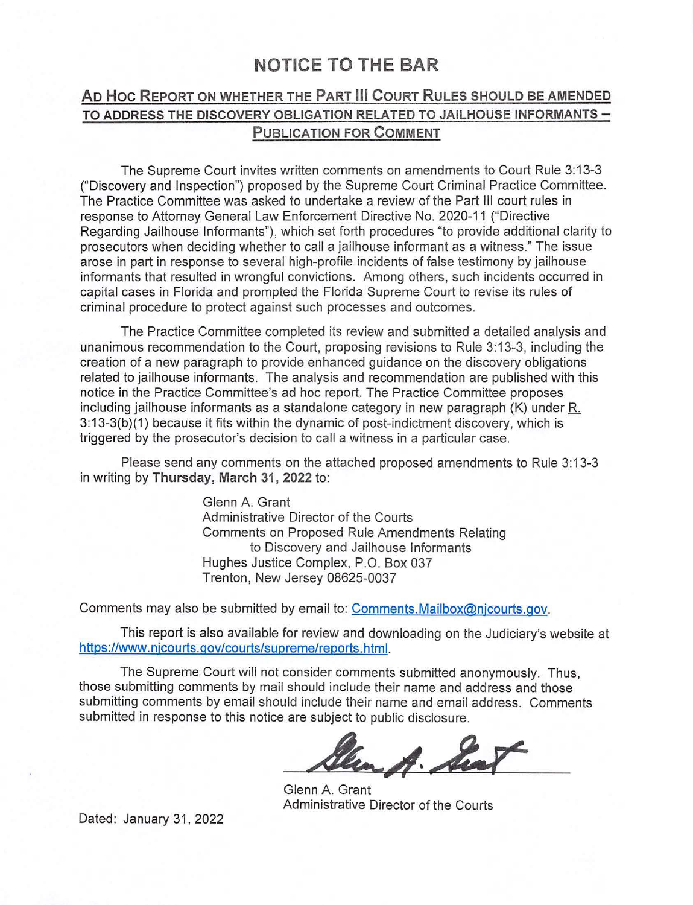# NOTICE TO THE BAR

## AD HOC REPORT ON WHETHER THE PART III COURT RULES SHOULD BE AMENDED TO ADDRESS THE DISCOVERY OBLIGATION RELATED TO JAILHOUSE INFORMANTS – PUBLICATION FOR COMMENT

The Supreme Court invites written comments on amendments to Court Rule 3:13-3 ("Discovery and Inspection") proposed by the Supreme Court Criminal Practice Committee. The Practice Committee was asked to undertake a review of the Part III court rules in response to Attorney General Law Enforcement Directive No. 2020-11 ("Directive Regarding Jailhouse Informants"), which set forth procedures "to provide additional clarity to prosecutors when deciding whether to call a jailhouse informant as a witness." The issue arose in part in response to several high-profile incidents of false testimony by jailhouse informants that resulted in wrongful convictions. Among others, such incidents occurred in capital cases in Florida and prompted the Florida Supreme Court to revise its rules of criminal procedure to protect against such processes and outcomes.

The Practice Committee completed its review and submitted a detailed analysis and unanimous recommendation to the Court, proposing revisions to Rule 3:13-3, including the creation of a new paragraph to provide enhanced guidance on the discovery obligations related to jailhouse informants. The analysis and recommendation are published with this notice in the Practice Committee's ad hoc report. The Practice Committee proposes including jailhouse informants as a standalone category in new paragraph (K) under R. 3:13-3(b)(1) because it fits within the dynamic of post-indictment discovery, which is triggered by the prosecutor's decision to call a witness in a particular case.

Please send any comments on the attached proposed amendments to Rule 3:13-3 in writing by **Thursday, March 31, 2022** to:

> Glenn A. Grant
> Administrative Director of the Courts
> Comments on Proposed Rule Amendments Relating
> to Discovery and Jailhouse Informants
> Hughes Justice Complex, P.O. Box 037
> Trenton, New Jersey 08625-0037

Comments may also be submitted by email to: Comments.Mailbox@njcourts.gov.

This report is also available for review and downloading on the Judiciary's website at https://www.njcourts.gov/courts/supreme/reports.html.

The Supreme Court will not consider comments submitted anonymously. Thus, those submitting comments by mail should include their name and address and those submitting comments by email should include their name and email address. Comments submitted in response to this notice are subject to public disclosure.

Glenn A. Grant
Administrative Director of the Courts

Dated: January 31, 2022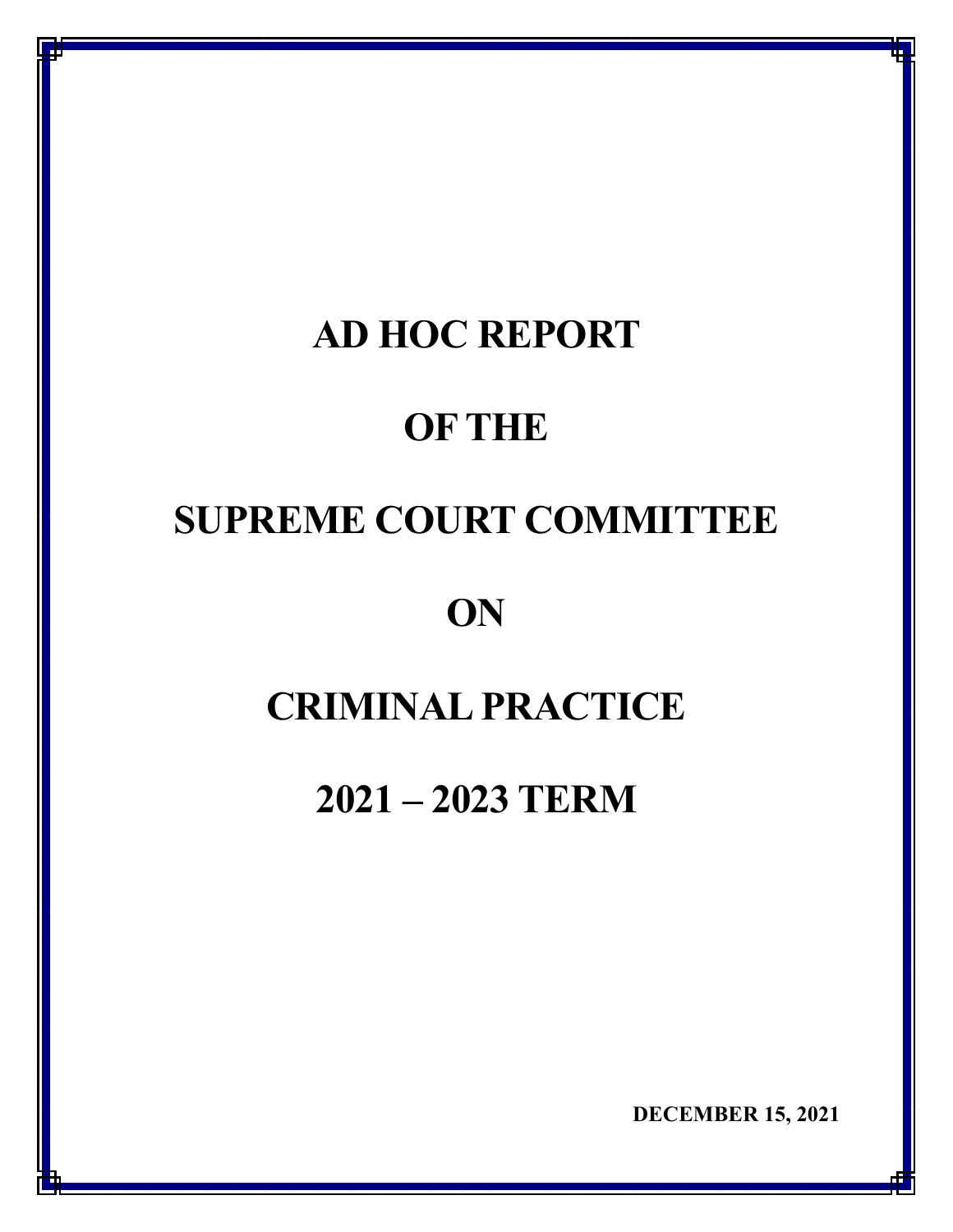# AD HOC REPORT

# OF THE

# SUPREME COURT COMMITTEE

# ON

# CRIMINAL PRACTICE

# 2021 – 2023 TERM

**DECEMBER 15, 2021**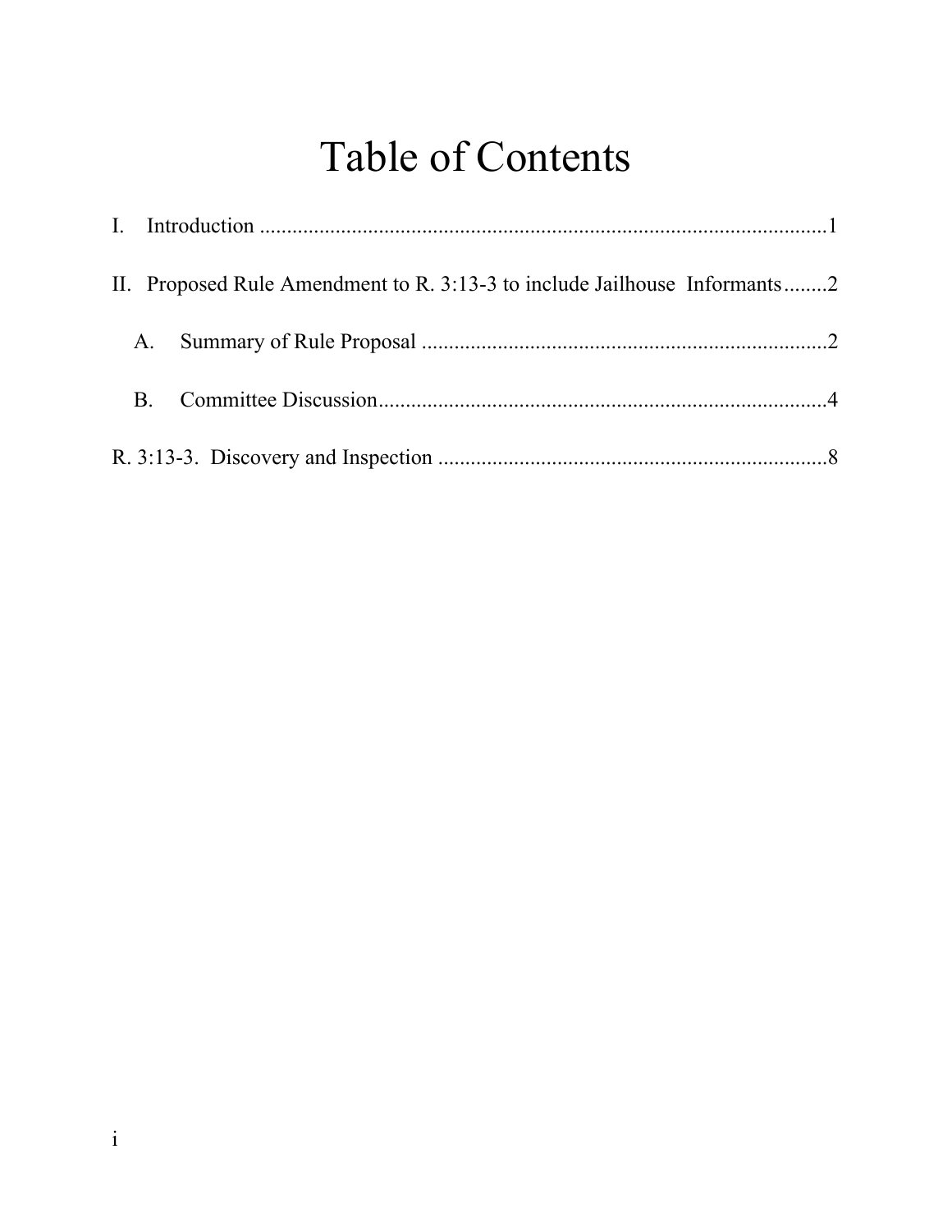# Table of Contents

I. Introduction ........................................................................................................1

II. Proposed Rule Amendment to R. 3:13-3 to include Jailhouse Informants........2

A. Summary of Rule Proposal ..........................................................................2

B. Committee Discussion..................................................................................4

R. 3:13-3. Discovery and Inspection .......................................................................8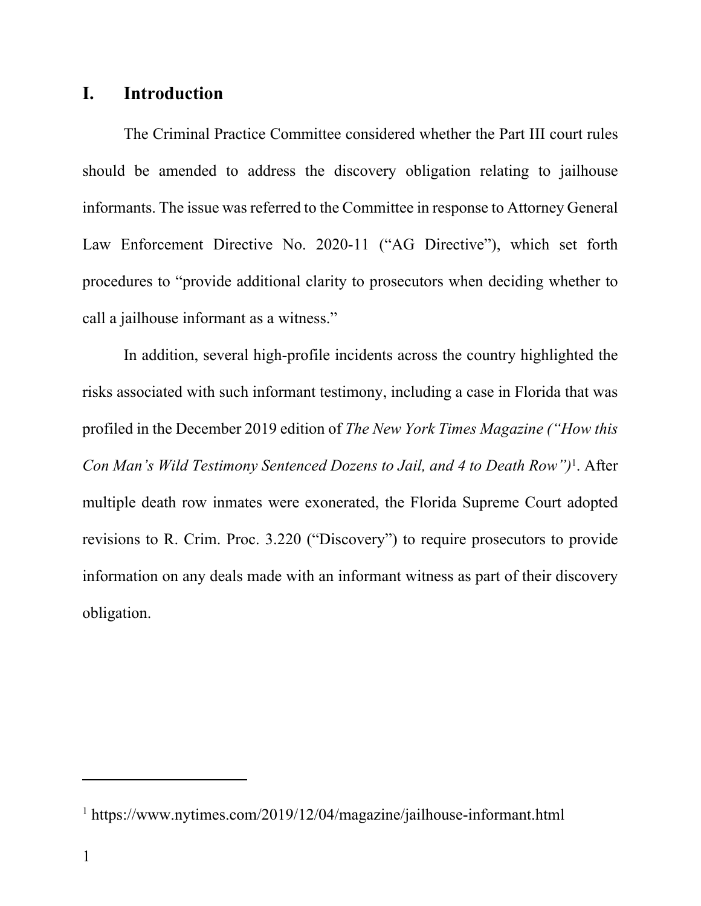## I. Introduction

The Criminal Practice Committee considered whether the Part III court rules should be amended to address the discovery obligation relating to jailhouse informants. The issue was referred to the Committee in response to Attorney General Law Enforcement Directive No. 2020-11 ("AG Directive"), which set forth procedures to "provide additional clarity to prosecutors when deciding whether to call a jailhouse informant as a witness."

In addition, several high-profile incidents across the country highlighted the risks associated with such informant testimony, including a case in Florida that was profiled in the December 2019 edition of *The New York Times Magazine ("How this Con Man's Wild Testimony Sentenced Dozens to Jail, and 4 to Death Row")*[1]. After multiple death row inmates were exonerated, the Florida Supreme Court adopted revisions to R. Crim. Proc. 3.220 ("Discovery") to require prosecutors to provide information on any deals made with an informant witness as part of their discovery obligation.

---

[1] https://www.nytimes.com/2019/12/04/magazine/jailhouse-informant.html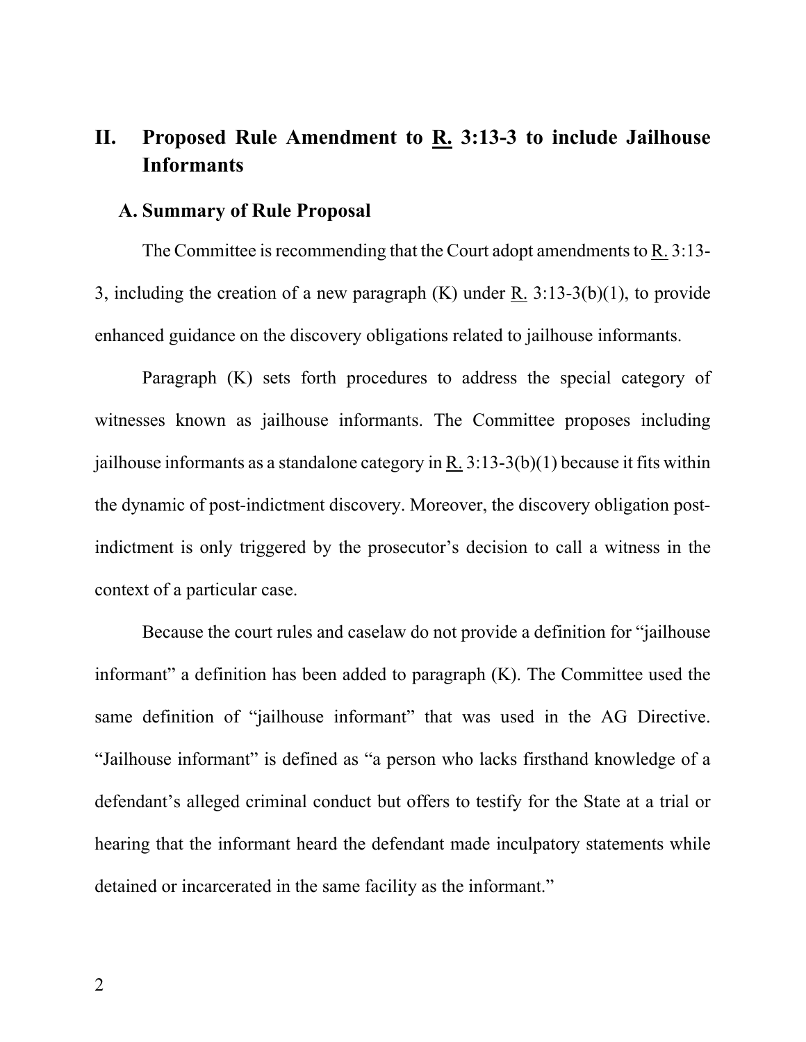## II. Proposed Rule Amendment to R. 3:13-3 to include Jailhouse Informants

### A. Summary of Rule Proposal

The Committee is recommending that the Court adopt amendments to R. 3:13-3, including the creation of a new paragraph (K) under R. 3:13-3(b)(1), to provide enhanced guidance on the discovery obligations related to jailhouse informants.

Paragraph (K) sets forth procedures to address the special category of witnesses known as jailhouse informants. The Committee proposes including jailhouse informants as a standalone category in R. 3:13-3(b)(1) because it fits within the dynamic of post-indictment discovery. Moreover, the discovery obligation post-indictment is only triggered by the prosecutor's decision to call a witness in the context of a particular case.

Because the court rules and caselaw do not provide a definition for "jailhouse informant" a definition has been added to paragraph (K). The Committee used the same definition of "jailhouse informant" that was used in the AG Directive. "Jailhouse informant" is defined as "a person who lacks firsthand knowledge of a defendant's alleged criminal conduct but offers to testify for the State at a trial or hearing that the informant heard the defendant made inculpatory statements while detained or incarcerated in the same facility as the informant."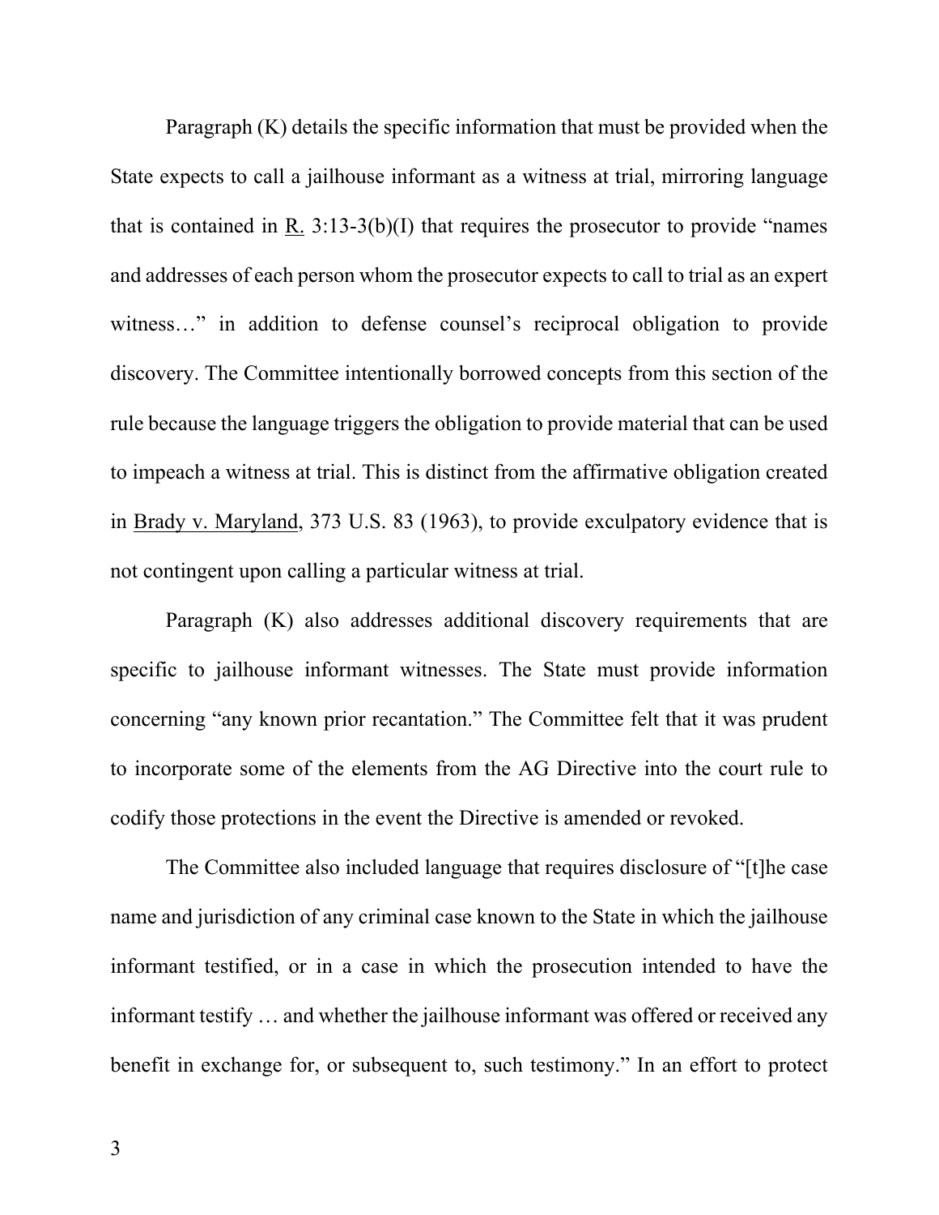Paragraph (K) details the specific information that must be provided when the State expects to call a jailhouse informant as a witness at trial, mirroring language that is contained in R. 3:13-3(b)(I) that requires the prosecutor to provide "names and addresses of each person whom the prosecutor expects to call to trial as an expert witness…" in addition to defense counsel's reciprocal obligation to provide discovery. The Committee intentionally borrowed concepts from this section of the rule because the language triggers the obligation to provide material that can be used to impeach a witness at trial. This is distinct from the affirmative obligation created in Brady v. Maryland, 373 U.S. 83 (1963), to provide exculpatory evidence that is not contingent upon calling a particular witness at trial.

Paragraph (K) also addresses additional discovery requirements that are specific to jailhouse informant witnesses. The State must provide information concerning "any known prior recantation." The Committee felt that it was prudent to incorporate some of the elements from the AG Directive into the court rule to codify those protections in the event the Directive is amended or revoked.

The Committee also included language that requires disclosure of "[t]he case name and jurisdiction of any criminal case known to the State in which the jailhouse informant testified, or in a case in which the prosecution intended to have the informant testify … and whether the jailhouse informant was offered or received any benefit in exchange for, or subsequent to, such testimony." In an effort to protect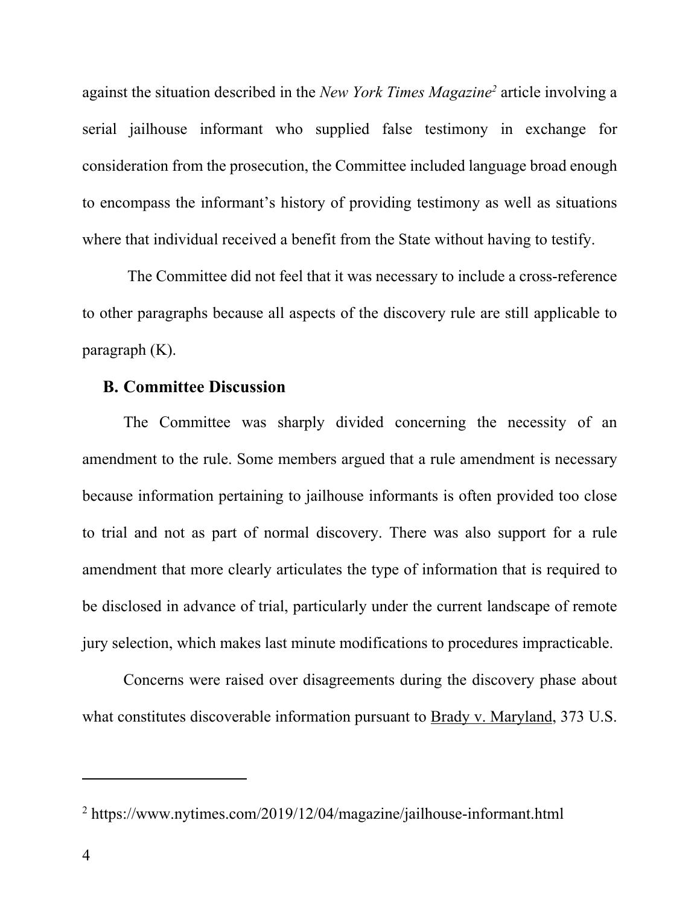against the situation described in the *New York Times Magazine*[2] article involving a serial jailhouse informant who supplied false testimony in exchange for consideration from the prosecution, the Committee included language broad enough to encompass the informant's history of providing testimony as well as situations where that individual received a benefit from the State without having to testify.

The Committee did not feel that it was necessary to include a cross-reference to other paragraphs because all aspects of the discovery rule are still applicable to paragraph (K).

## B. Committee Discussion

The Committee was sharply divided concerning the necessity of an amendment to the rule. Some members argued that a rule amendment is necessary because information pertaining to jailhouse informants is often provided too close to trial and not as part of normal discovery. There was also support for a rule amendment that more clearly articulates the type of information that is required to be disclosed in advance of trial, particularly under the current landscape of remote jury selection, which makes last minute modifications to procedures impracticable.

Concerns were raised over disagreements during the discovery phase about what constitutes discoverable information pursuant to Brady v. Maryland, 373 U.S.

---

[2] https://www.nytimes.com/2019/12/04/magazine/jailhouse-informant.html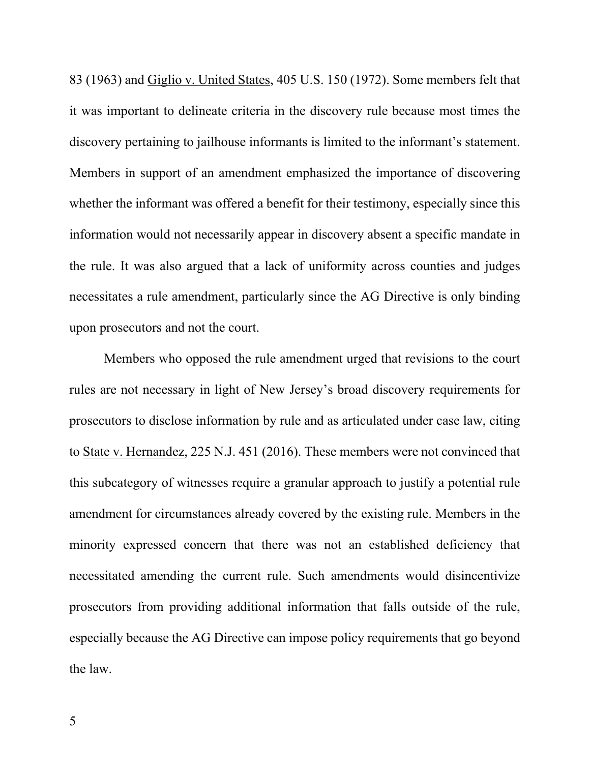83 (1963) and Giglio v. United States, 405 U.S. 150 (1972). Some members felt that it was important to delineate criteria in the discovery rule because most times the discovery pertaining to jailhouse informants is limited to the informant's statement. Members in support of an amendment emphasized the importance of discovering whether the informant was offered a benefit for their testimony, especially since this information would not necessarily appear in discovery absent a specific mandate in the rule. It was also argued that a lack of uniformity across counties and judges necessitates a rule amendment, particularly since the AG Directive is only binding upon prosecutors and not the court.

Members who opposed the rule amendment urged that revisions to the court rules are not necessary in light of New Jersey's broad discovery requirements for prosecutors to disclose information by rule and as articulated under case law, citing to State v. Hernandez, 225 N.J. 451 (2016). These members were not convinced that this subcategory of witnesses require a granular approach to justify a potential rule amendment for circumstances already covered by the existing rule. Members in the minority expressed concern that there was not an established deficiency that necessitated amending the current rule. Such amendments would disincentivize prosecutors from providing additional information that falls outside of the rule, especially because the AG Directive can impose policy requirements that go beyond the law.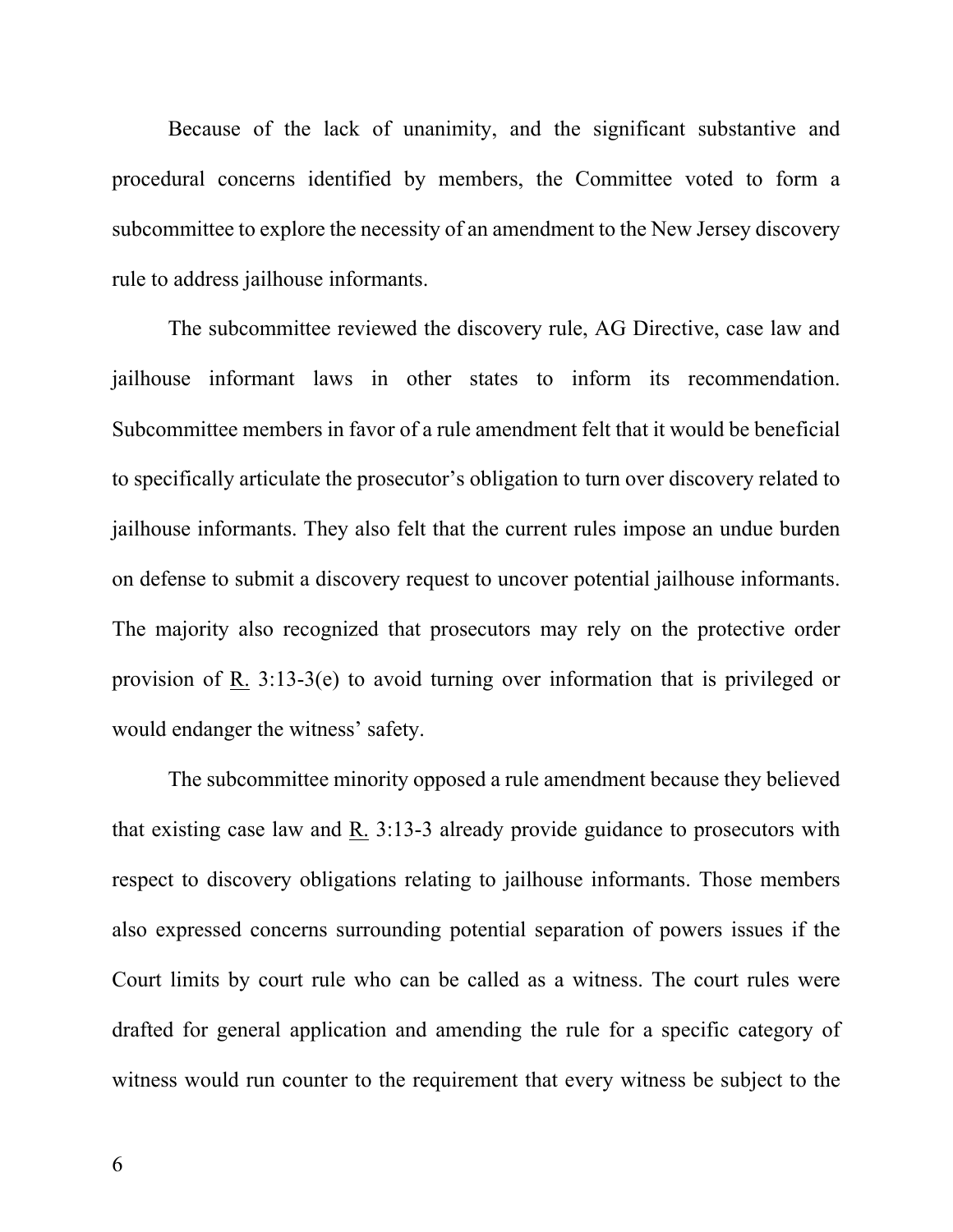Because of the lack of unanimity, and the significant substantive and procedural concerns identified by members, the Committee voted to form a subcommittee to explore the necessity of an amendment to the New Jersey discovery rule to address jailhouse informants.

The subcommittee reviewed the discovery rule, AG Directive, case law and jailhouse informant laws in other states to inform its recommendation. Subcommittee members in favor of a rule amendment felt that it would be beneficial to specifically articulate the prosecutor's obligation to turn over discovery related to jailhouse informants. They also felt that the current rules impose an undue burden on defense to submit a discovery request to uncover potential jailhouse informants. The majority also recognized that prosecutors may rely on the protective order provision of R. 3:13-3(e) to avoid turning over information that is privileged or would endanger the witness' safety.

The subcommittee minority opposed a rule amendment because they believed that existing case law and R. 3:13-3 already provide guidance to prosecutors with respect to discovery obligations relating to jailhouse informants. Those members also expressed concerns surrounding potential separation of powers issues if the Court limits by court rule who can be called as a witness. The court rules were drafted for general application and amending the rule for a specific category of witness would run counter to the requirement that every witness be subject to the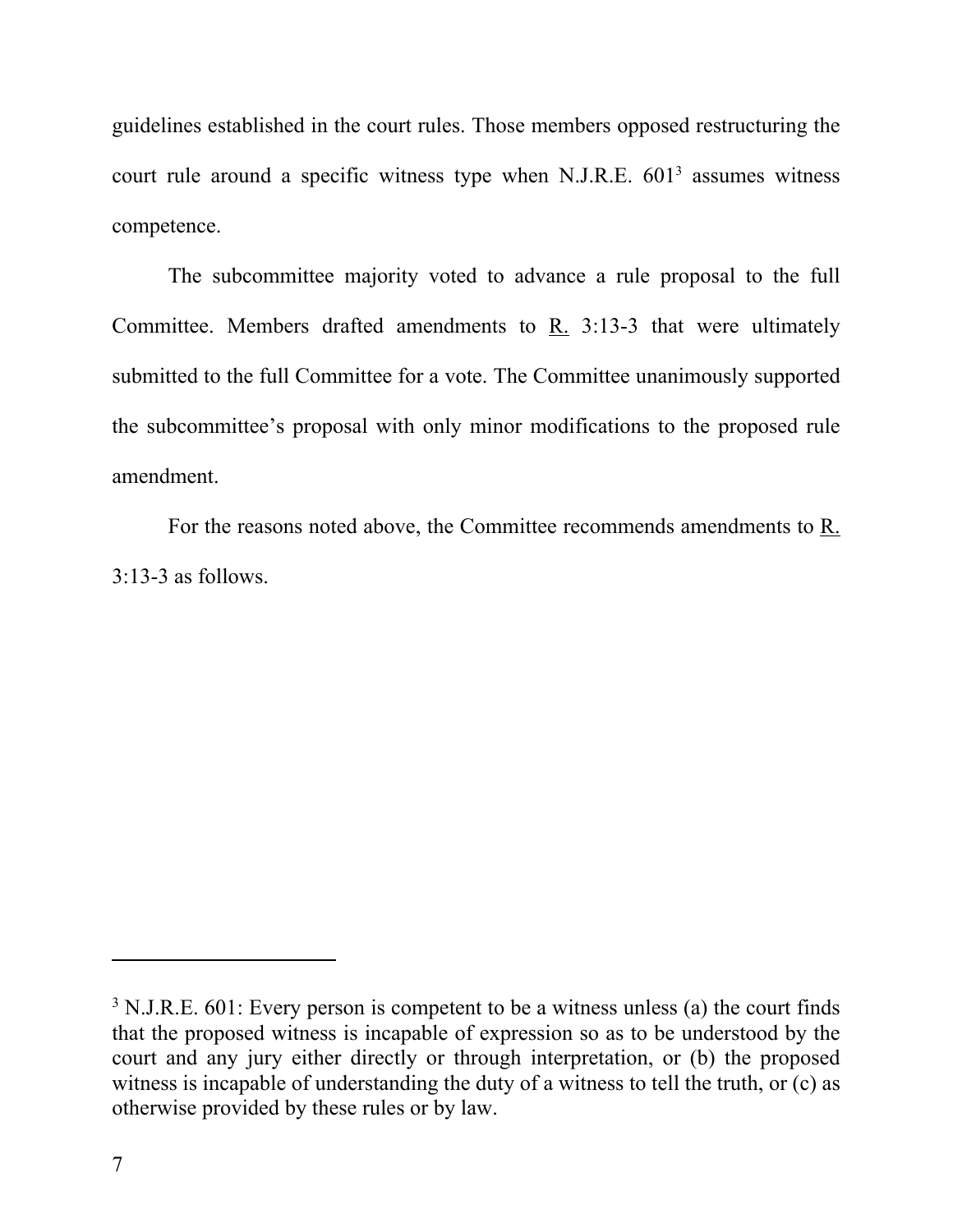guidelines established in the court rules. Those members opposed restructuring the court rule around a specific witness type when N.J.R.E. 601[3] assumes witness competence.

The subcommittee majority voted to advance a rule proposal to the full Committee. Members drafted amendments to R. 3:13-3 that were ultimately submitted to the full Committee for a vote. The Committee unanimously supported the subcommittee's proposal with only minor modifications to the proposed rule amendment.

For the reasons noted above, the Committee recommends amendments to R. 3:13-3 as follows.

---

[3] N.J.R.E. 601: Every person is competent to be a witness unless (a) the court finds that the proposed witness is incapable of expression so as to be understood by the court and any jury either directly or through interpretation, or (b) the proposed witness is incapable of understanding the duty of a witness to tell the truth, or (c) as otherwise provided by these rules or by law.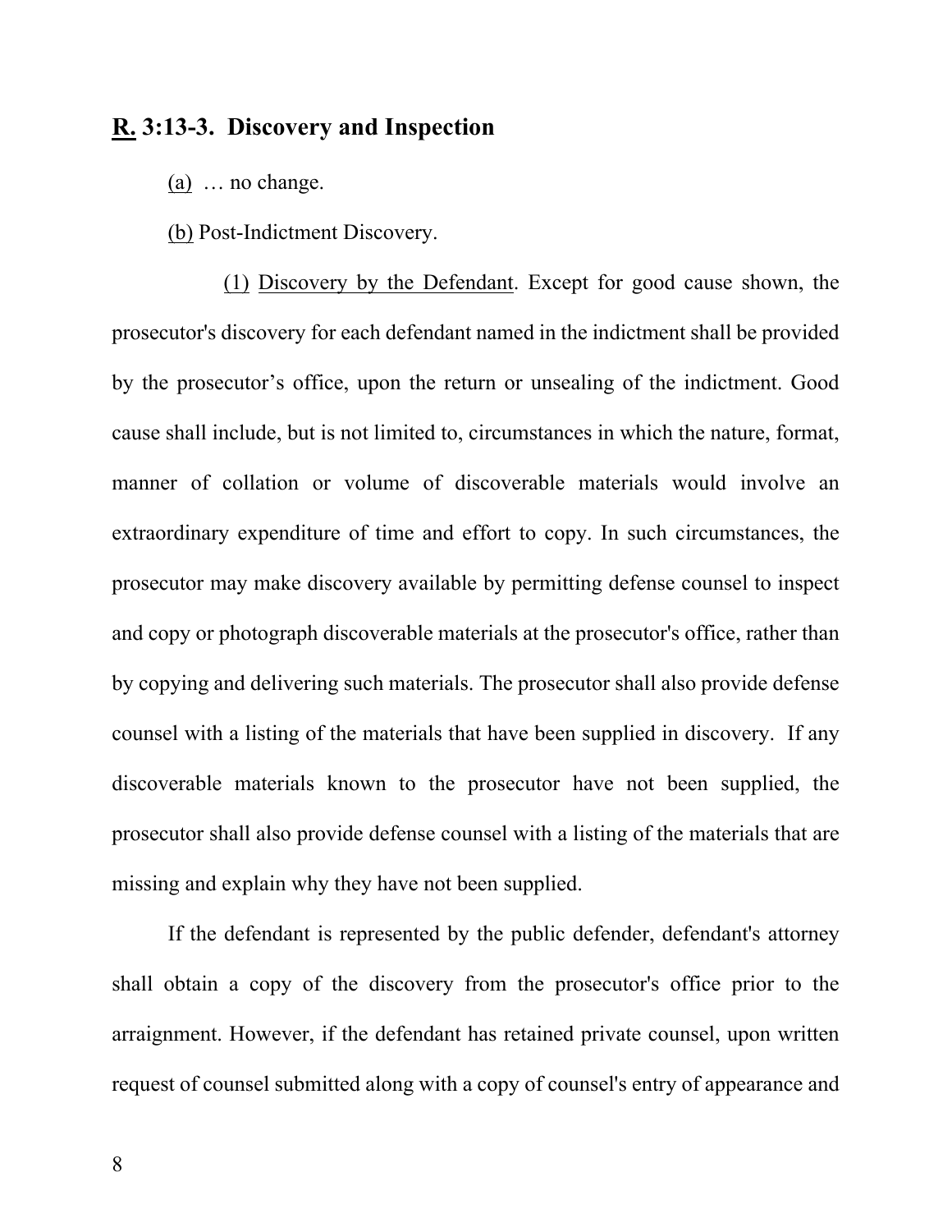## R. 3:13-3. Discovery and Inspection

(a) … no change.

(b) Post-Indictment Discovery.

(1) Discovery by the Defendant. Except for good cause shown, the prosecutor's discovery for each defendant named in the indictment shall be provided by the prosecutor's office, upon the return or unsealing of the indictment. Good cause shall include, but is not limited to, circumstances in which the nature, format, manner of collation or volume of discoverable materials would involve an extraordinary expenditure of time and effort to copy. In such circumstances, the prosecutor may make discovery available by permitting defense counsel to inspect and copy or photograph discoverable materials at the prosecutor's office, rather than by copying and delivering such materials. The prosecutor shall also provide defense counsel with a listing of the materials that have been supplied in discovery. If any discoverable materials known to the prosecutor have not been supplied, the prosecutor shall also provide defense counsel with a listing of the materials that are missing and explain why they have not been supplied.

If the defendant is represented by the public defender, defendant's attorney shall obtain a copy of the discovery from the prosecutor's office prior to the arraignment. However, if the defendant has retained private counsel, upon written request of counsel submitted along with a copy of counsel's entry of appearance and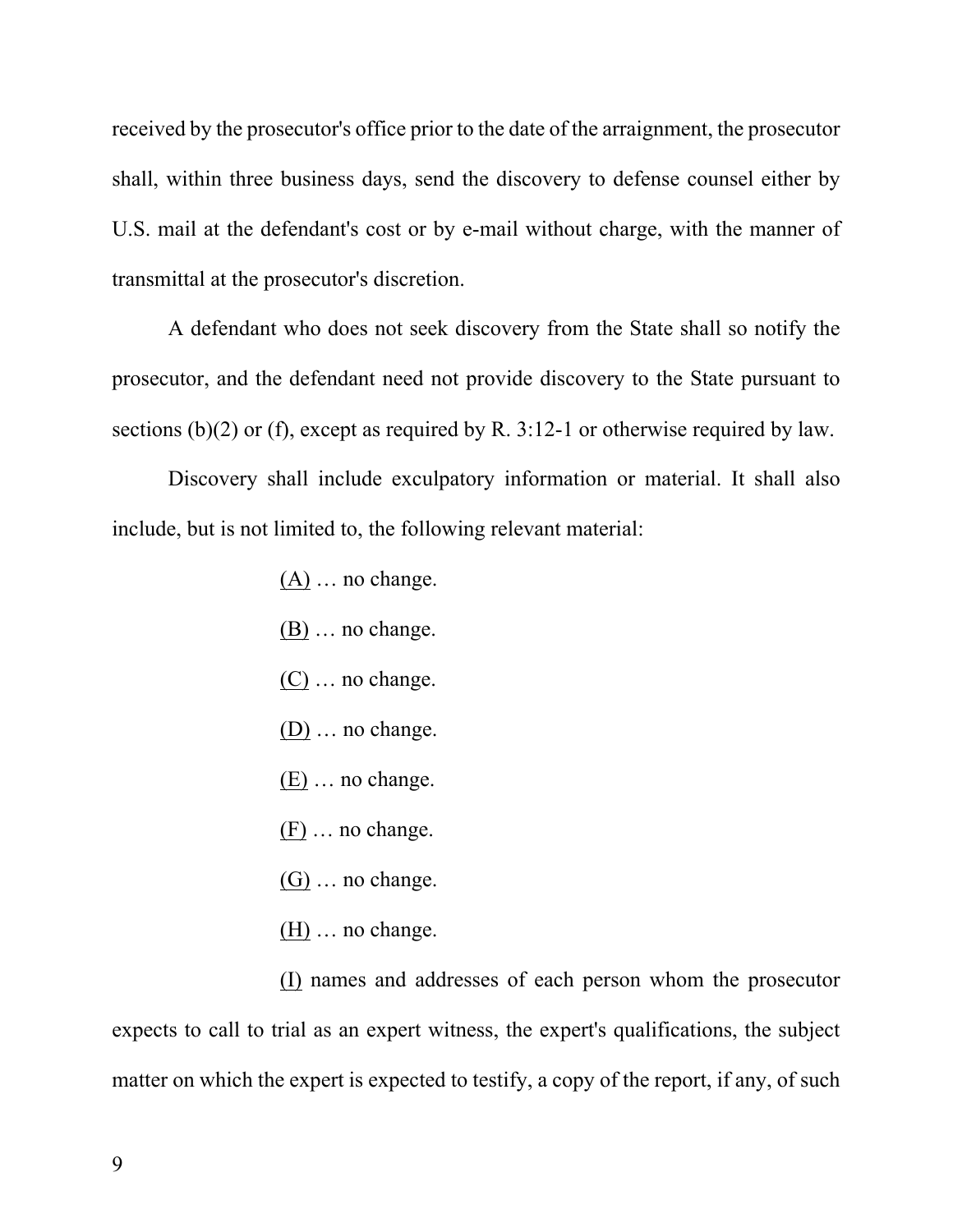received by the prosecutor's office prior to the date of the arraignment, the prosecutor shall, within three business days, send the discovery to defense counsel either by U.S. mail at the defendant's cost or by e-mail without charge, with the manner of transmittal at the prosecutor's discretion.

A defendant who does not seek discovery from the State shall so notify the prosecutor, and the defendant need not provide discovery to the State pursuant to sections (b)(2) or (f), except as required by R. 3:12-1 or otherwise required by law.

Discovery shall include exculpatory information or material. It shall also include, but is not limited to, the following relevant material:

<u>(A)</u> … no change.

<u>(B)</u> … no change.

<u>(C)</u> … no change.

<u>(D)</u> … no change.

<u>(E)</u> … no change.

<u>(F)</u> … no change.

<u>(G)</u> … no change.

<u>(H)</u> … no change.

<u>(I)</u> names and addresses of each person whom the prosecutor expects to call to trial as an expert witness, the expert's qualifications, the subject matter on which the expert is expected to testify, a copy of the report, if any, of such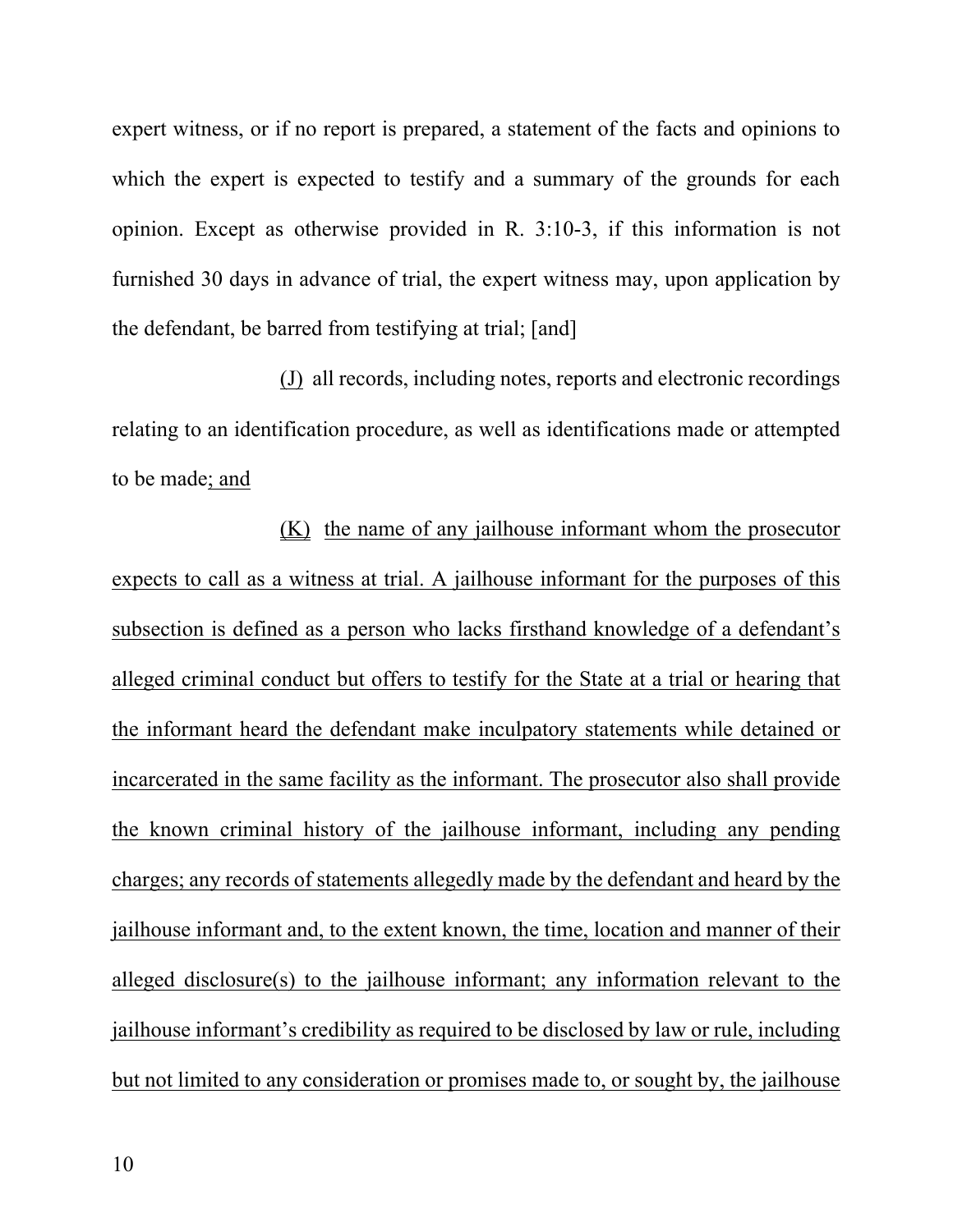expert witness, or if no report is prepared, a statement of the facts and opinions to which the expert is expected to testify and a summary of the grounds for each opinion. Except as otherwise provided in R. 3:10-3, if this information is not furnished 30 days in advance of trial, the expert witness may, upon application by the defendant, be barred from testifying at trial; [and]

<u>(J)</u> all records, including notes, reports and electronic recordings relating to an identification procedure, as well as identifications made or attempted to be made<u>; and</u>

<u>(K)</u> <u>the name of any jailhouse informant whom the prosecutor expects to call as a witness at trial. A jailhouse informant for the purposes of this subsection is defined as a person who lacks firsthand knowledge of a defendant's alleged criminal conduct but offers to testify for the State at a trial or hearing that the informant heard the defendant make inculpatory statements while detained or incarcerated in the same facility as the informant. The prosecutor also shall provide the known criminal history of the jailhouse informant, including any pending charges; any records of statements allegedly made by the defendant and heard by the jailhouse informant and, to the extent known, the time, location and manner of their alleged disclosure(s) to the jailhouse informant; any information relevant to the jailhouse informant's credibility as required to be disclosed by law or rule, including but not limited to any consideration or promises made to, or sought by, the jailhouse</u>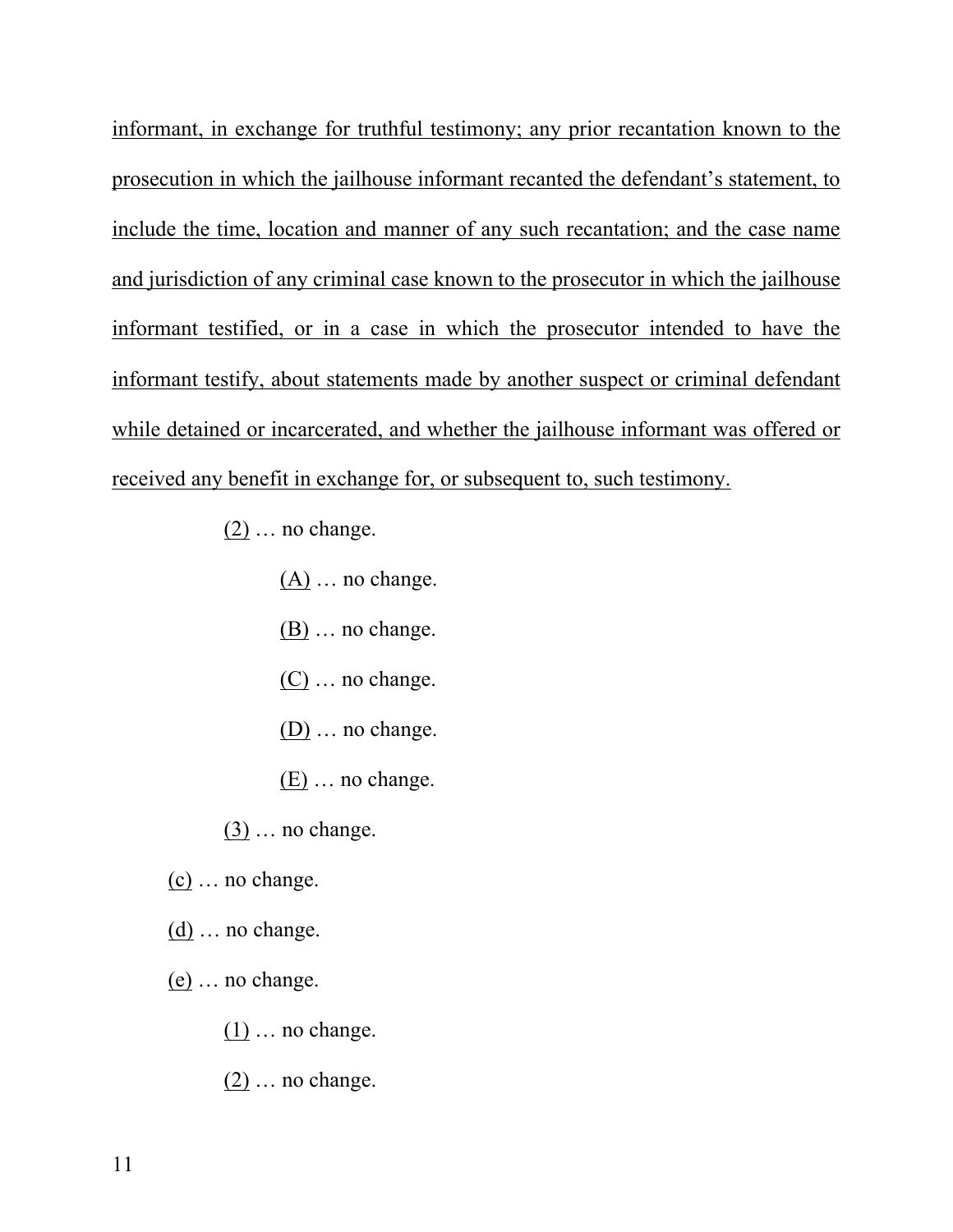<u>informant, in exchange for truthful testimony; any prior recantation known to the prosecution in which the jailhouse informant recanted the defendant's statement, to include the time, location and manner of any such recantation; and the case name and jurisdiction of any criminal case known to the prosecutor in which the jailhouse informant testified, or in a case in which the prosecutor intended to have the informant testify, about statements made by another suspect or criminal defendant while detained or incarcerated, and whether the jailhouse informant was offered or received any benefit in exchange for, or subsequent to, such testimony.</u>

<u>(2)</u> … no change.

<u>(A)</u> … no change.

<u>(B)</u> … no change.

<u>(C)</u> … no change.

<u>(D)</u> … no change.

<u>(E)</u> … no change.

<u>(3)</u> … no change.

<u>(c)</u> … no change.

<u>(d)</u> … no change.

<u>(e)</u> … no change.

<u>(1)</u> … no change.

<u>(2)</u> … no change.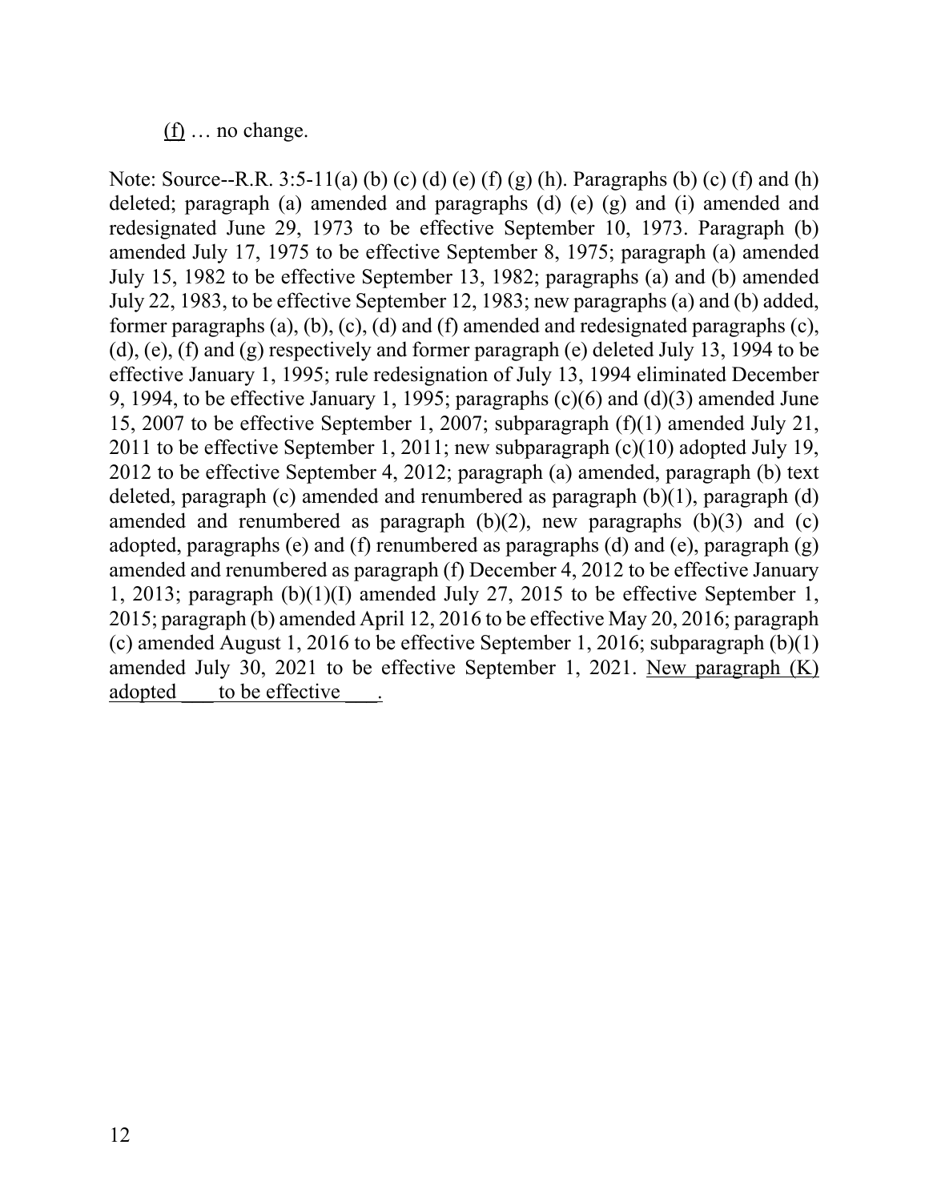<u>(f)</u> … no change.

Note: Source--R.R. 3:5-11(a) (b) (c) (d) (e) (f) (g) (h). Paragraphs (b) (c) (f) and (h) deleted; paragraph (a) amended and paragraphs (d) (e) (g) and (i) amended and redesignated June 29, 1973 to be effective September 10, 1973. Paragraph (b) amended July 17, 1975 to be effective September 8, 1975; paragraph (a) amended July 15, 1982 to be effective September 13, 1982; paragraphs (a) and (b) amended July 22, 1983, to be effective September 12, 1983; new paragraphs (a) and (b) added, former paragraphs (a), (b), (c), (d) and (f) amended and redesignated paragraphs (c), (d), (e), (f) and (g) respectively and former paragraph (e) deleted July 13, 1994 to be effective January 1, 1995; rule redesignation of July 13, 1994 eliminated December 9, 1994, to be effective January 1, 1995; paragraphs (c)(6) and (d)(3) amended June 15, 2007 to be effective September 1, 2007; subparagraph (f)(1) amended July 21, 2011 to be effective September 1, 2011; new subparagraph (c)(10) adopted July 19, 2012 to be effective September 4, 2012; paragraph (a) amended, paragraph (b) text deleted, paragraph (c) amended and renumbered as paragraph (b)(1), paragraph (d) amended and renumbered as paragraph (b)(2), new paragraphs (b)(3) and (c) adopted, paragraphs (e) and (f) renumbered as paragraphs (d) and (e), paragraph (g) amended and renumbered as paragraph (f) December 4, 2012 to be effective January 1, 2013; paragraph (b)(1)(I) amended July 27, 2015 to be effective September 1, 2015; paragraph (b) amended April 12, 2016 to be effective May 20, 2016; paragraph (c) amended August 1, 2016 to be effective September 1, 2016; subparagraph (b)(1) amended July 30, 2021 to be effective September 1, 2021. <u>New paragraph (K) adopted \_\_\_ to be effective \_\_\_.</u>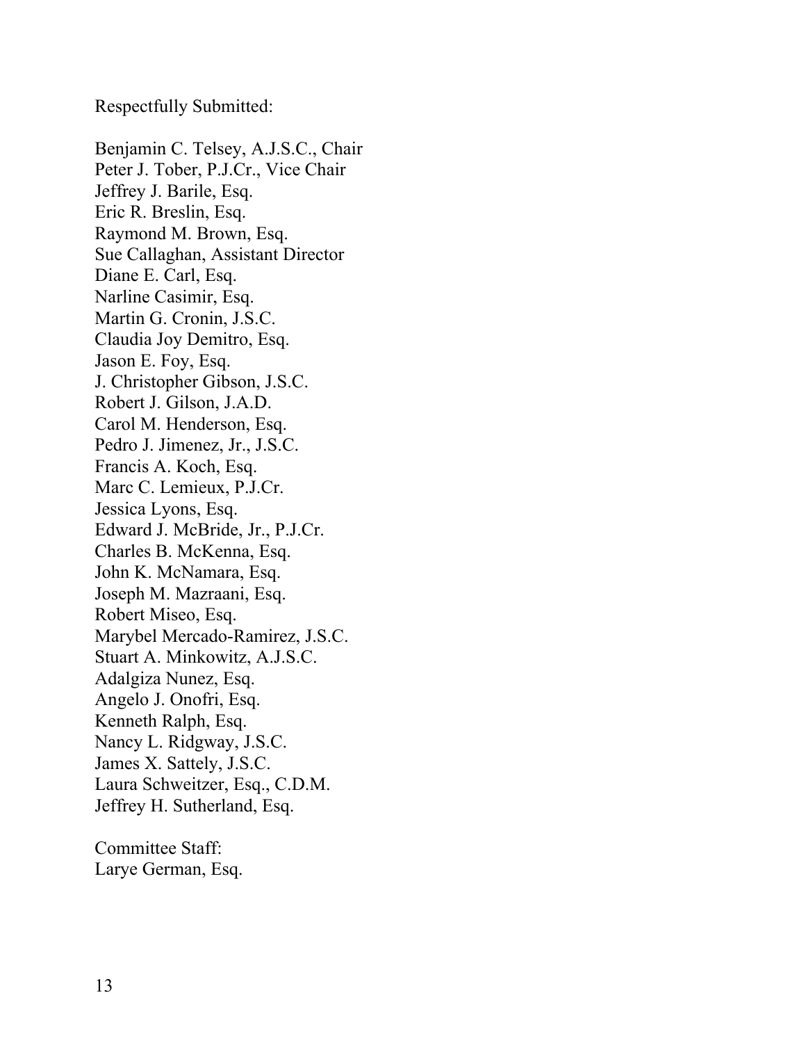Respectfully Submitted:

Benjamin C. Telsey, A.J.S.C., Chair
Peter J. Tober, P.J.Cr., Vice Chair
Jeffrey J. Barile, Esq.
Eric R. Breslin, Esq.
Raymond M. Brown, Esq.
Sue Callaghan, Assistant Director
Diane E. Carl, Esq.
Narline Casimir, Esq.
Martin G. Cronin, J.S.C.
Claudia Joy Demitro, Esq.
Jason E. Foy, Esq.
J. Christopher Gibson, J.S.C.
Robert J. Gilson, J.A.D.
Carol M. Henderson, Esq.
Pedro J. Jimenez, Jr., J.S.C.
Francis A. Koch, Esq.
Marc C. Lemieux, P.J.Cr.
Jessica Lyons, Esq.
Edward J. McBride, Jr., P.J.Cr.
Charles B. McKenna, Esq.
John K. McNamara, Esq.
Joseph M. Mazraani, Esq.
Robert Miseo, Esq.
Marybel Mercado-Ramirez, J.S.C.
Stuart A. Minkowitz, A.J.S.C.
Adalgiza Nunez, Esq.
Angelo J. Onofri, Esq.
Kenneth Ralph, Esq.
Nancy L. Ridgway, J.S.C.
James X. Sattely, J.S.C.
Laura Schweitzer, Esq., C.D.M.
Jeffrey H. Sutherland, Esq.

Committee Staff:
Larye German, Esq.